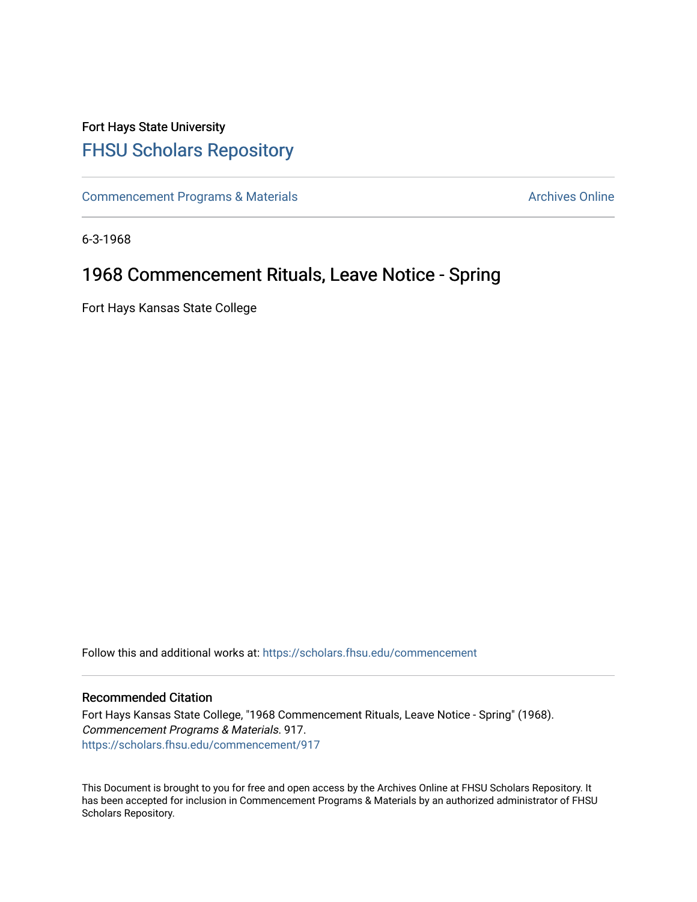Fort Hays State University

# FHSU Scholars Repository

Commencement Programs & Materials | Archives Online

6-3-1968

## 1968 Commencement Rituals, Leave Notice - Spring

Fort Hays Kansas State College

Follow this and additional works at: https://scholars.fhsu.edu/commencement

### Recommended Citation

Fort Hays Kansas State College, "1968 Commencement Rituals, Leave Notice - Spring" (1968). *Commencement Programs & Materials*. 917.
https://scholars.fhsu.edu/commencement/917

This Document is brought to you for free and open access by the Archives Online at FHSU Scholars Repository. It has been accepted for inclusion in Commencement Programs & Materials by an authorized administrator of FHSU Scholars Repository.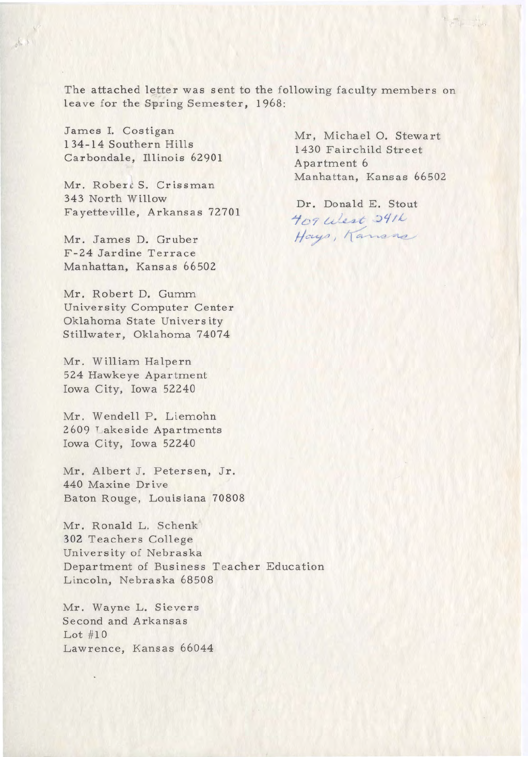The attached letter was sent to the following faculty members on leave for the Spring Semester, 1968:

James I. Costigan
134-14 Southern Hills
Carbondale, Illinois 62901

Mr. Robert S. Crissman
343 North Willow
Fayetteville, Arkansas 72701

Mr. James D. Gruber
F-24 Jardine Terrace
Manhattan, Kansas 66502

Mr. Robert D. Gumm
University Computer Center
Oklahoma State University
Stillwater, Oklahoma 74074

Mr. William Halpern
524 Hawkeye Apartment
Iowa City, Iowa 52240

Mr. Wendell P. Liemohn
2609 Lakeside Apartments
Iowa City, Iowa 52240

Mr. Albert J. Petersen, Jr.
440 Maxine Drive
Baton Rouge, Louisiana 70808

Mr. Ronald L. Schenk
302 Teachers College
University of Nebraska
Department of Business Teacher Education
Lincoln, Nebraska 68508

Mr. Wayne L. Sievers
Second and Arkansas
Lot #10
Lawrence, Kansas 66044

Mr, Michael O. Stewart
1430 Fairchild Street
Apartment 6
Manhattan, Kansas 66502

Dr. Donald E. Stout
407 West 24th
Hays, Kansas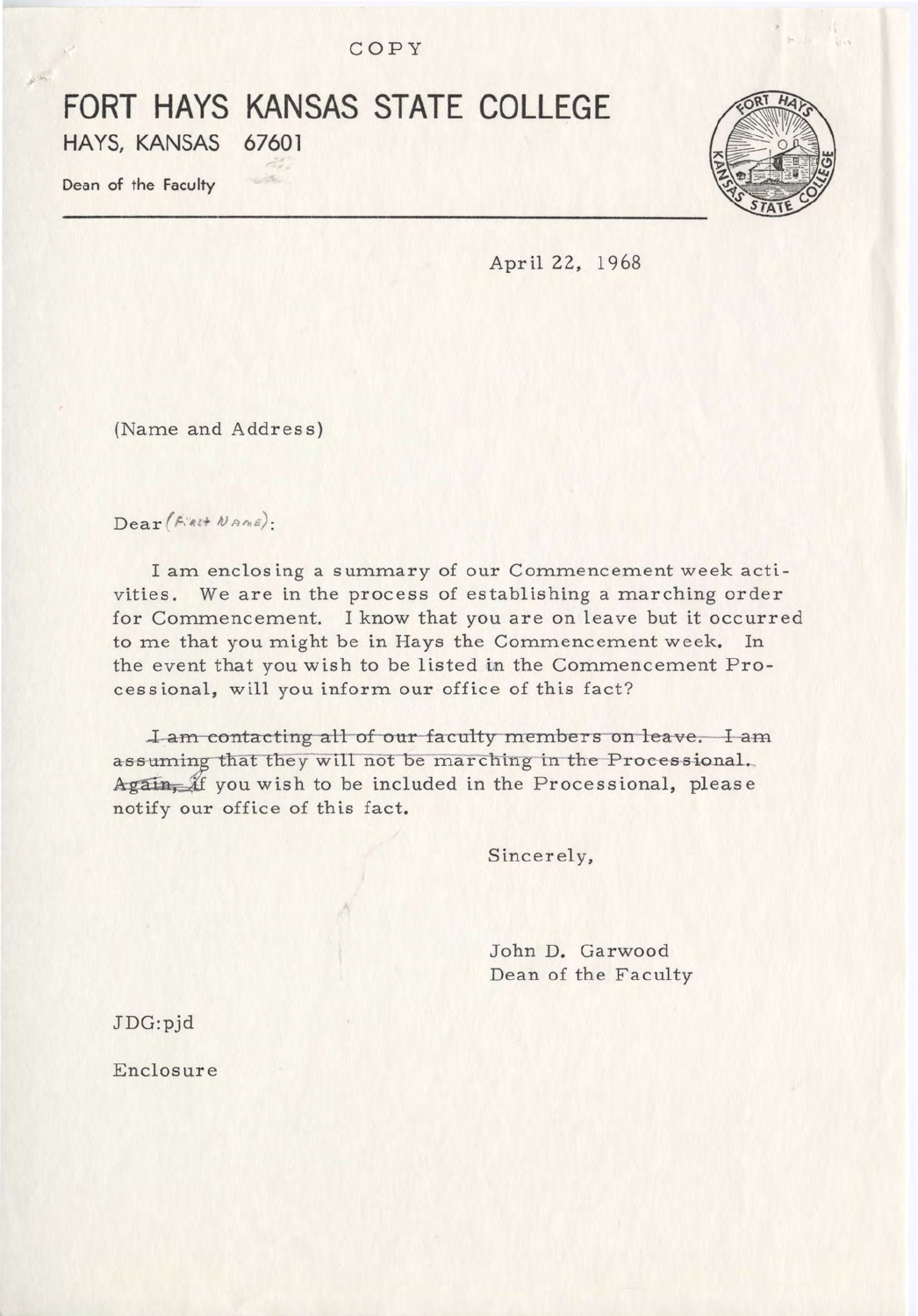COPY

# FORT HAYS KANSAS STATE COLLEGE

HAYS, KANSAS 67601

Dean of the Faculty

April 22, 1968

(Name and Address)

Dear (First Name):

I am enclosing a summary of our Commencement week activities. We are in the process of establishing a marching order for Commencement. I know that you are on leave but it occurred to me that you might be in Hays the Commencement week. In the event that you wish to be listed in the Commencement Processional, will you inform our office of this fact?

~~I am contacting all of our faculty members on leave. I am assuming that they will not be marching in the Processional. Again,~~ if you wish to be included in the Processional, please notify our office of this fact.

Sincerely,

John D. Garwood
Dean of the Faculty

JDG:pjd

Enclosure